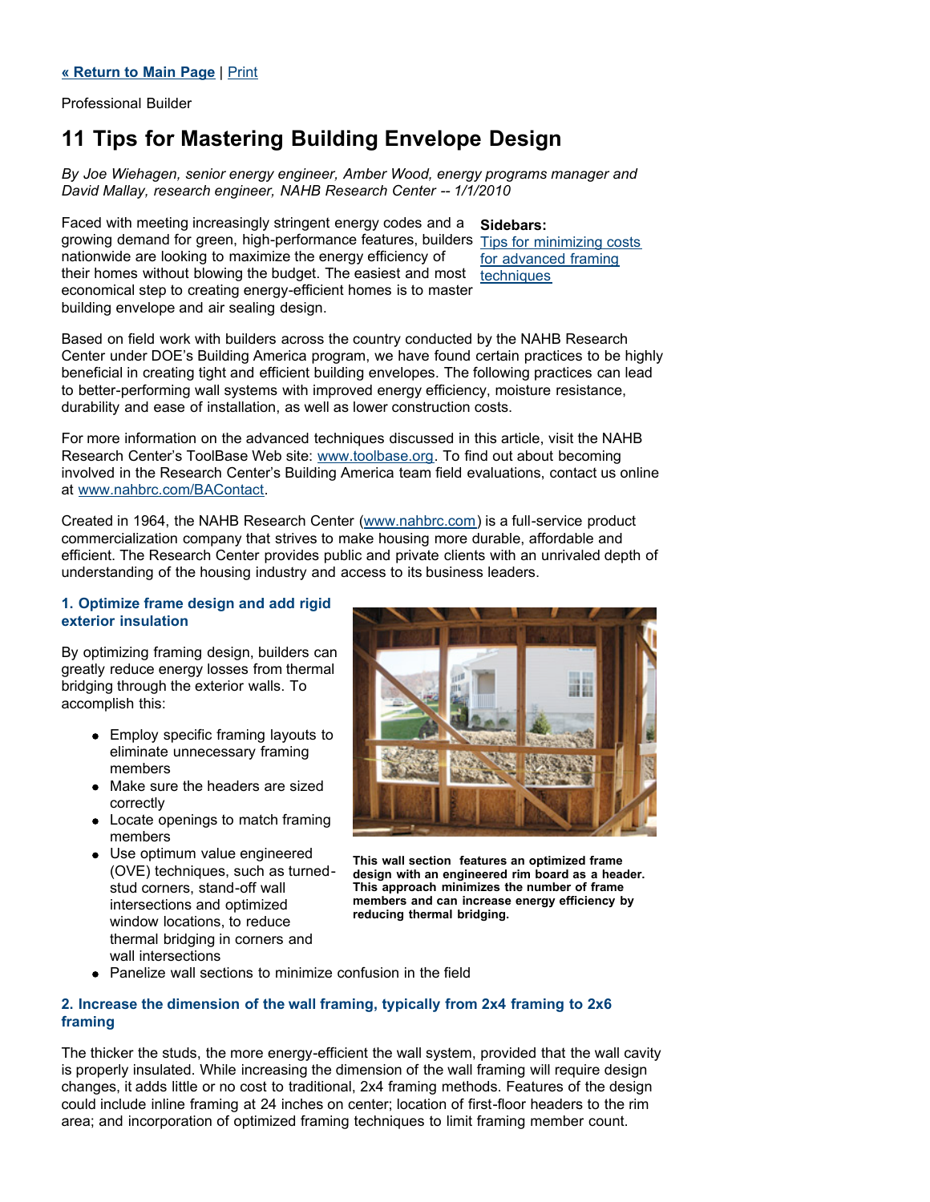**« Return to Main Page** | Print

Professional Builder

# 11 Tips for Mastering Building Envelope Design

*By Joe Wiehagen, senior energy engineer, Amber Wood, energy programs manager and David Mallay, research engineer, NAHB Research Center -- 1/1/2010*

**Sidebars:**
Tips for minimizing costs for advanced framing techniques

Faced with meeting increasingly stringent energy codes and a growing demand for green, high-performance features, builders nationwide are looking to maximize the energy efficiency of their homes without blowing the budget. The easiest and most economical step to creating energy-efficient homes is to master building envelope and air sealing design.

Based on field work with builders across the country conducted by the NAHB Research Center under DOE's Building America program, we have found certain practices to be highly beneficial in creating tight and efficient building envelopes. The following practices can lead to better-performing wall systems with improved energy efficiency, moisture resistance, durability and ease of installation, as well as lower construction costs.

For more information on the advanced techniques discussed in this article, visit the NAHB Research Center's ToolBase Web site: www.toolbase.org. To find out about becoming involved in the Research Center's Building America team field evaluations, contact us online at www.nahbrc.com/BAContact.

Created in 1964, the NAHB Research Center (www.nahbrc.com) is a full-service product commercialization company that strives to make housing more durable, affordable and efficient. The Research Center provides public and private clients with an unrivaled depth of understanding of the housing industry and access to its business leaders.

### 1. Optimize frame design and add rigid exterior insulation

By optimizing framing design, builders can greatly reduce energy losses from thermal bridging through the exterior walls. To accomplish this:

- Employ specific framing layouts to eliminate unnecessary framing members
- Make sure the headers are sized correctly
- Locate openings to match framing members
- Use optimum value engineered (OVE) techniques, such as turned-stud corners, stand-off wall intersections and optimized window locations, to reduce thermal bridging in corners and wall intersections
- Panelize wall sections to minimize confusion in the field

**This wall section features an optimized frame design with an engineered rim board as a header. This approach minimizes the number of frame members and can increase energy efficiency by reducing thermal bridging.**

### 2. Increase the dimension of the wall framing, typically from 2x4 framing to 2x6 framing

The thicker the studs, the more energy-efficient the wall system, provided that the wall cavity is properly insulated. While increasing the dimension of the wall framing will require design changes, it adds little or no cost to traditional, 2x4 framing methods. Features of the design could include inline framing at 24 inches on center; location of first-floor headers to the rim area; and incorporation of optimized framing techniques to limit framing member count.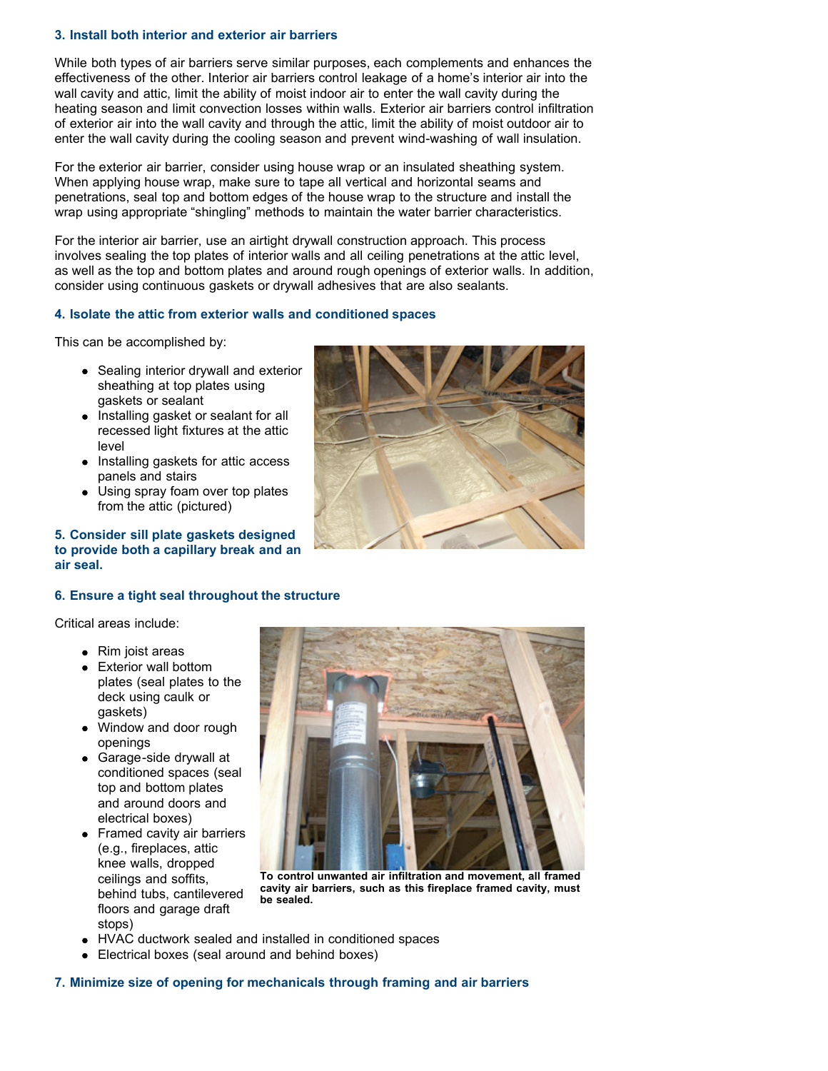### 3. Install both interior and exterior air barriers

While both types of air barriers serve similar purposes, each complements and enhances the effectiveness of the other. Interior air barriers control leakage of a home's interior air into the wall cavity and attic, limit the ability of moist indoor air to enter the wall cavity during the heating season and limit convection losses within walls. Exterior air barriers control infiltration of exterior air into the wall cavity and through the attic, limit the ability of moist outdoor air to enter the wall cavity during the cooling season and prevent wind-washing of wall insulation.

For the exterior air barrier, consider using house wrap or an insulated sheathing system. When applying house wrap, make sure to tape all vertical and horizontal seams and penetrations, seal top and bottom edges of the house wrap to the structure and install the wrap using appropriate "shingling" methods to maintain the water barrier characteristics.

For the interior air barrier, use an airtight drywall construction approach. This process involves sealing the top plates of interior walls and all ceiling penetrations at the attic level, as well as the top and bottom plates and around rough openings of exterior walls. In addition, consider using continuous gaskets or drywall adhesives that are also sealants.

### 4. Isolate the attic from exterior walls and conditioned spaces

This can be accomplished by:

- Sealing interior drywall and exterior sheathing at top plates using gaskets or sealant
- Installing gasket or sealant for all recessed light fixtures at the attic level
- Installing gaskets for attic access panels and stairs
- Using spray foam over top plates from the attic (pictured)

### 5. Consider sill plate gaskets designed to provide both a capillary break and an air seal.

### 6. Ensure a tight seal throughout the structure

Critical areas include:

- Rim joist areas
- Exterior wall bottom plates (seal plates to the deck using caulk or gaskets)
- Window and door rough openings
- Garage-side drywall at conditioned spaces (seal top and bottom plates and around doors and electrical boxes)
- Framed cavity air barriers (e.g., fireplaces, attic knee walls, dropped ceilings and soffits, behind tubs, cantilevered floors and garage draft stops)
- HVAC ductwork sealed and installed in conditioned spaces
- Electrical boxes (seal around and behind boxes)

**To control unwanted air infiltration and movement, all framed cavity air barriers, such as this fireplace framed cavity, must be sealed.**

### 7. Minimize size of opening for mechanicals through framing and air barriers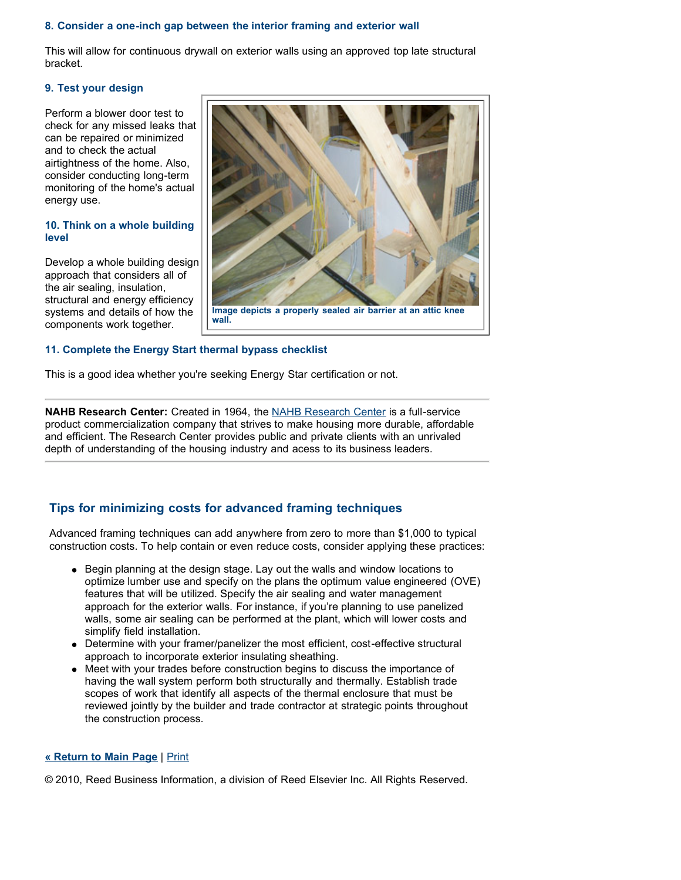### 8. Consider a one-inch gap between the interior framing and exterior wall

This will allow for continuous drywall on exterior walls using an approved top late structural bracket.

### 9. Test your design

Perform a blower door test to check for any missed leaks that can be repaired or minimized and to check the actual airtightness of the home. Also, consider conducting long-term monitoring of the home's actual energy use.

### 10. Think on a whole building level

Develop a whole building design approach that considers all of the air sealing, insulation, structural and energy efficiency systems and details of how the components work together.

**Image depicts a properly sealed air barrier at an attic knee wall.**

### 11. Complete the Energy Start thermal bypass checklist

This is a good idea whether you're seeking Energy Star certification or not.

---

**NAHB Research Center:** Created in 1964, the NAHB Research Center is a full-service product commercialization company that strives to make housing more durable, affordable and efficient. The Research Center provides public and private clients with an unrivaled depth of understanding of the housing industry and acess to its business leaders.

---

## Tips for minimizing costs for advanced framing techniques

Advanced framing techniques can add anywhere from zero to more than $1,000 to typical construction costs. To help contain or even reduce costs, consider applying these practices:

- Begin planning at the design stage. Lay out the walls and window locations to optimize lumber use and specify on the plans the optimum value engineered (OVE) features that will be utilized. Specify the air sealing and water management approach for the exterior walls. For instance, if you're planning to use panelized walls, some air sealing can be performed at the plant, which will lower costs and simplify field installation.
- Determine with your framer/panelizer the most efficient, cost-effective structural approach to incorporate exterior insulating sheathing.
- Meet with your trades before construction begins to discuss the importance of having the wall system perform both structurally and thermally. Establish trade scopes of work that identify all aspects of the thermal enclosure that must be reviewed jointly by the builder and trade contractor at strategic points throughout the construction process.

**« Return to Main Page** | Print

© 2010, Reed Business Information, a division of Reed Elsevier Inc. All Rights Reserved.